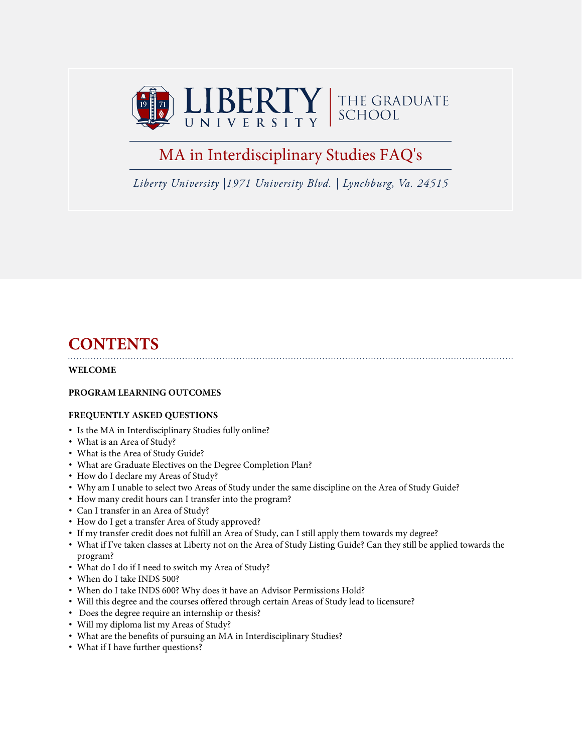# LIBERTY UNIVERSITY | THE GRADUATE SCHOOL

## MA in Interdisciplinary Studies FAQ's

*Liberty University |1971 University Blvd. | Lynchburg, Va. 24515*

# CONTENTS

**WELCOME**

**PROGRAM LEARNING OUTCOMES**

**FREQUENTLY ASKED QUESTIONS**

- Is the MA in Interdisciplinary Studies fully online?
- What is an Area of Study?
- What is the Area of Study Guide?
- What are Graduate Electives on the Degree Completion Plan?
- How do I declare my Areas of Study?
- Why am I unable to select two Areas of Study under the same discipline on the Area of Study Guide?
- How many credit hours can I transfer into the program?
- Can I transfer in an Area of Study?
- How do I get a transfer Area of Study approved?
- If my transfer credit does not fulfill an Area of Study, can I still apply them towards my degree?
- What if I've taken classes at Liberty not on the Area of Study Listing Guide? Can they still be applied towards the program?
- What do I do if I need to switch my Area of Study?
- When do I take INDS 500?
- When do I take INDS 600? Why does it have an Advisor Permissions Hold?
- Will this degree and the courses offered through certain Areas of Study lead to licensure?
- Does the degree require an internship or thesis?
- Will my diploma list my Areas of Study?
- What are the benefits of pursuing an MA in Interdisciplinary Studies?
- What if I have further questions?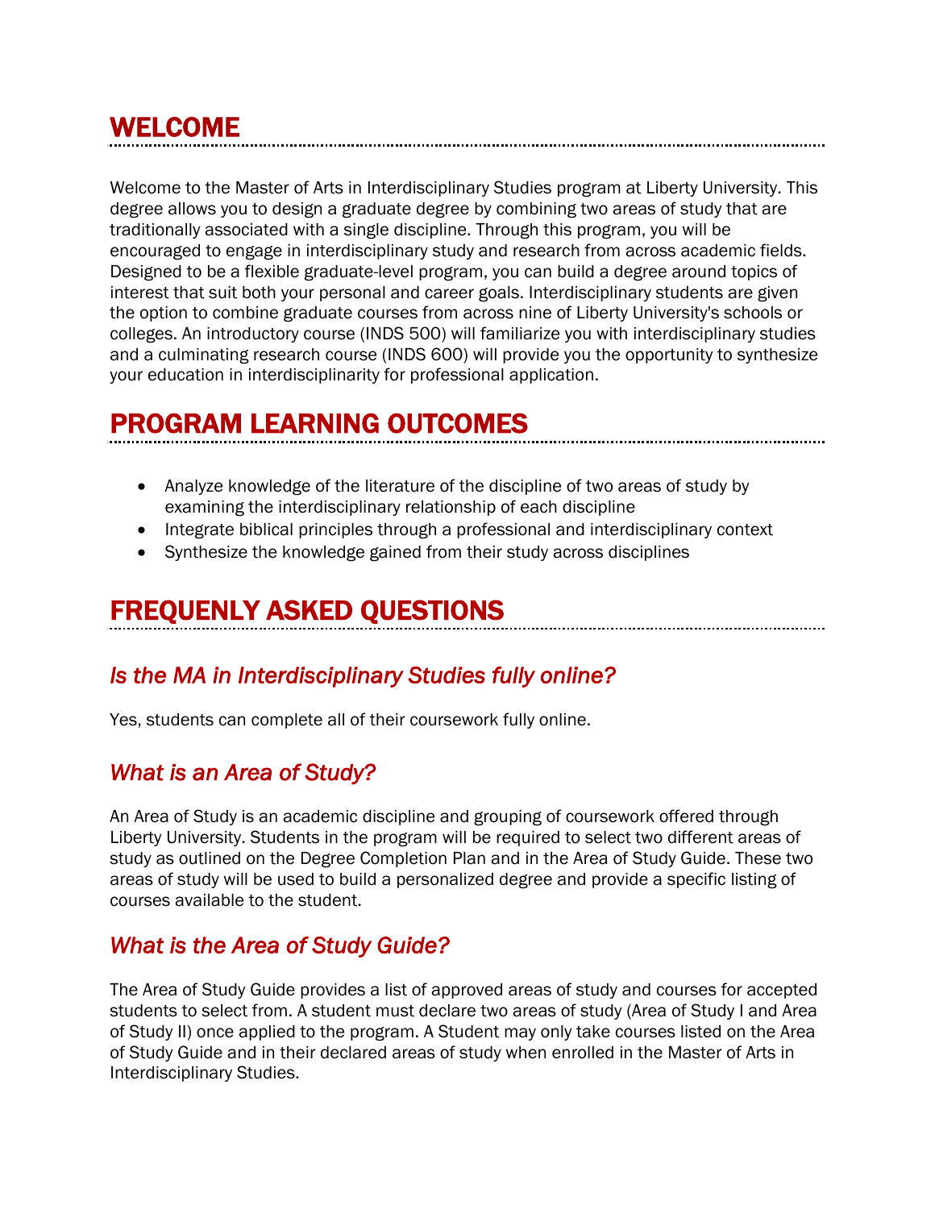# WELCOME

Welcome to the Master of Arts in Interdisciplinary Studies program at Liberty University. This degree allows you to design a graduate degree by combining two areas of study that are traditionally associated with a single discipline. Through this program, you will be encouraged to engage in interdisciplinary study and research from across academic fields. Designed to be a flexible graduate-level program, you can build a degree around topics of interest that suit both your personal and career goals. Interdisciplinary students are given the option to combine graduate courses from across nine of Liberty University's schools or colleges. An introductory course (INDS 500) will familiarize you with interdisciplinary studies and a culminating research course (INDS 600) will provide you the opportunity to synthesize your education in interdisciplinarity for professional application.

# PROGRAM LEARNING OUTCOMES

- Analyze knowledge of the literature of the discipline of two areas of study by examining the interdisciplinary relationship of each discipline
- Integrate biblical principles through a professional and interdisciplinary context
- Synthesize the knowledge gained from their study across disciplines

# FREQUENLY ASKED QUESTIONS

## *Is the MA in Interdisciplinary Studies fully online?*

Yes, students can complete all of their coursework fully online.

## *What is an Area of Study?*

An Area of Study is an academic discipline and grouping of coursework offered through Liberty University. Students in the program will be required to select two different areas of study as outlined on the Degree Completion Plan and in the Area of Study Guide. These two areas of study will be used to build a personalized degree and provide a specific listing of courses available to the student.

## *What is the Area of Study Guide?*

The Area of Study Guide provides a list of approved areas of study and courses for accepted students to select from. A student must declare two areas of study (Area of Study I and Area of Study II) once applied to the program. A Student may only take courses listed on the Area of Study Guide and in their declared areas of study when enrolled in the Master of Arts in Interdisciplinary Studies.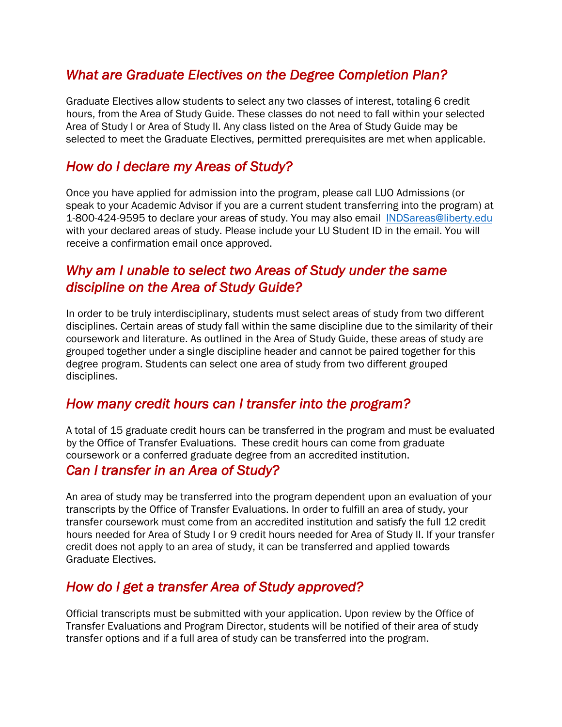## *What are Graduate Electives on the Degree Completion Plan?*

Graduate Electives allow students to select any two classes of interest, totaling 6 credit hours, from the Area of Study Guide. These classes do not need to fall within your selected Area of Study I or Area of Study II. Any class listed on the Area of Study Guide may be selected to meet the Graduate Electives, permitted prerequisites are met when applicable.

## *How do I declare my Areas of Study?*

Once you have applied for admission into the program, please call LUO Admissions (or speak to your Academic Advisor if you are a current student transferring into the program) at 1-800-424-9595 to declare your areas of study. You may also email [INDSareas@liberty.edu](mailto:INDSareas@liberty.edu) with your declared areas of study. Please include your LU Student ID in the email. You will receive a confirmation email once approved.

## *Why am I unable to select two Areas of Study under the same discipline on the Area of Study Guide?*

In order to be truly interdisciplinary, students must select areas of study from two different disciplines. Certain areas of study fall within the same discipline due to the similarity of their coursework and literature. As outlined in the Area of Study Guide, these areas of study are grouped together under a single discipline header and cannot be paired together for this degree program. Students can select one area of study from two different grouped disciplines.

## *How many credit hours can I transfer into the program?*

A total of 15 graduate credit hours can be transferred in the program and must be evaluated by the Office of Transfer Evaluations. These credit hours can come from graduate coursework or a conferred graduate degree from an accredited institution.

## *Can I transfer in an Area of Study?*

An area of study may be transferred into the program dependent upon an evaluation of your transcripts by the Office of Transfer Evaluations. In order to fulfill an area of study, your transfer coursework must come from an accredited institution and satisfy the full 12 credit hours needed for Area of Study I or 9 credit hours needed for Area of Study II. If your transfer credit does not apply to an area of study, it can be transferred and applied towards Graduate Electives.

## *How do I get a transfer Area of Study approved?*

Official transcripts must be submitted with your application. Upon review by the Office of Transfer Evaluations and Program Director, students will be notified of their area of study transfer options and if a full area of study can be transferred into the program.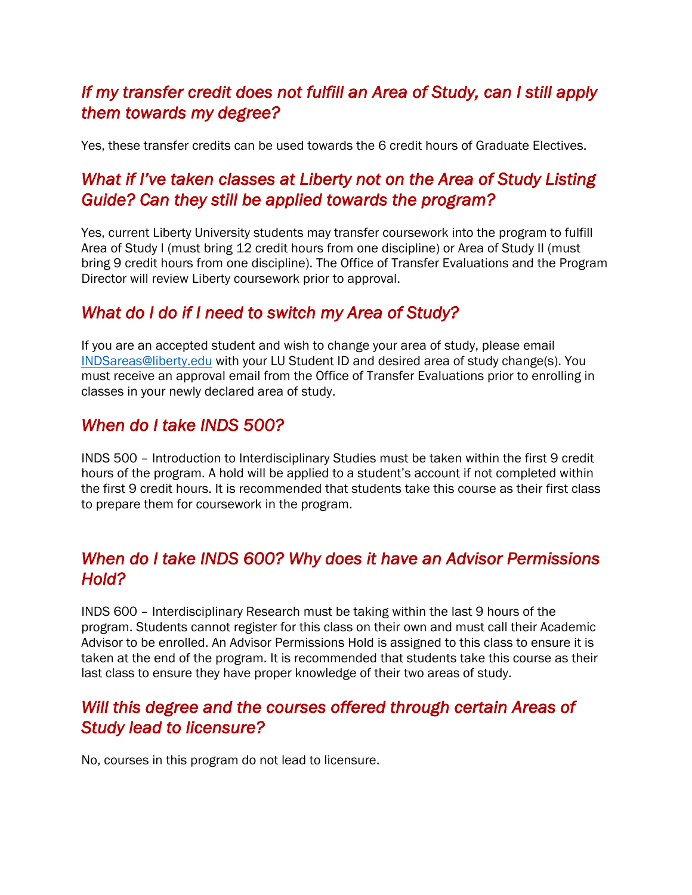## *If my transfer credit does not fulfill an Area of Study, can I still apply them towards my degree?*

Yes, these transfer credits can be used towards the 6 credit hours of Graduate Electives.

## *What if I've taken classes at Liberty not on the Area of Study Listing Guide? Can they still be applied towards the program?*

Yes, current Liberty University students may transfer coursework into the program to fulfill Area of Study I (must bring 12 credit hours from one discipline) or Area of Study II (must bring 9 credit hours from one discipline). The Office of Transfer Evaluations and the Program Director will review Liberty coursework prior to approval.

## *What do I do if I need to switch my Area of Study?*

If you are an accepted student and wish to change your area of study, please email INDSareas@liberty.edu with your LU Student ID and desired area of study change(s). You must receive an approval email from the Office of Transfer Evaluations prior to enrolling in classes in your newly declared area of study.

## *When do I take INDS 500?*

INDS 500 – Introduction to Interdisciplinary Studies must be taken within the first 9 credit hours of the program. A hold will be applied to a student's account if not completed within the first 9 credit hours. It is recommended that students take this course as their first class to prepare them for coursework in the program.

## *When do I take INDS 600? Why does it have an Advisor Permissions Hold?*

INDS 600 – Interdisciplinary Research must be taking within the last 9 hours of the program. Students cannot register for this class on their own and must call their Academic Advisor to be enrolled. An Advisor Permissions Hold is assigned to this class to ensure it is taken at the end of the program. It is recommended that students take this course as their last class to ensure they have proper knowledge of their two areas of study.

## *Will this degree and the courses offered through certain Areas of Study lead to licensure?*

No, courses in this program do not lead to licensure.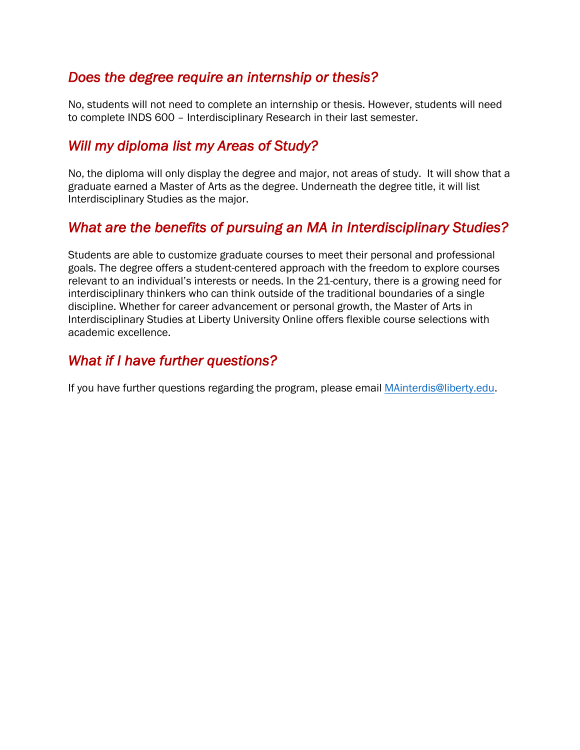## *Does the degree require an internship or thesis?*

No, students will not need to complete an internship or thesis. However, students will need to complete INDS 600 – Interdisciplinary Research in their last semester.

## *Will my diploma list my Areas of Study?*

No, the diploma will only display the degree and major, not areas of study. It will show that a graduate earned a Master of Arts as the degree. Underneath the degree title, it will list Interdisciplinary Studies as the major.

## *What are the benefits of pursuing an MA in Interdisciplinary Studies?*

Students are able to customize graduate courses to meet their personal and professional goals. The degree offers a student-centered approach with the freedom to explore courses relevant to an individual's interests or needs. In the 21-century, there is a growing need for interdisciplinary thinkers who can think outside of the traditional boundaries of a single discipline. Whether for career advancement or personal growth, the Master of Arts in Interdisciplinary Studies at Liberty University Online offers flexible course selections with academic excellence.

## *What if I have further questions?*

If you have further questions regarding the program, please email [MAinterdis@liberty.edu](mailto:MAinterdis@liberty.edu).